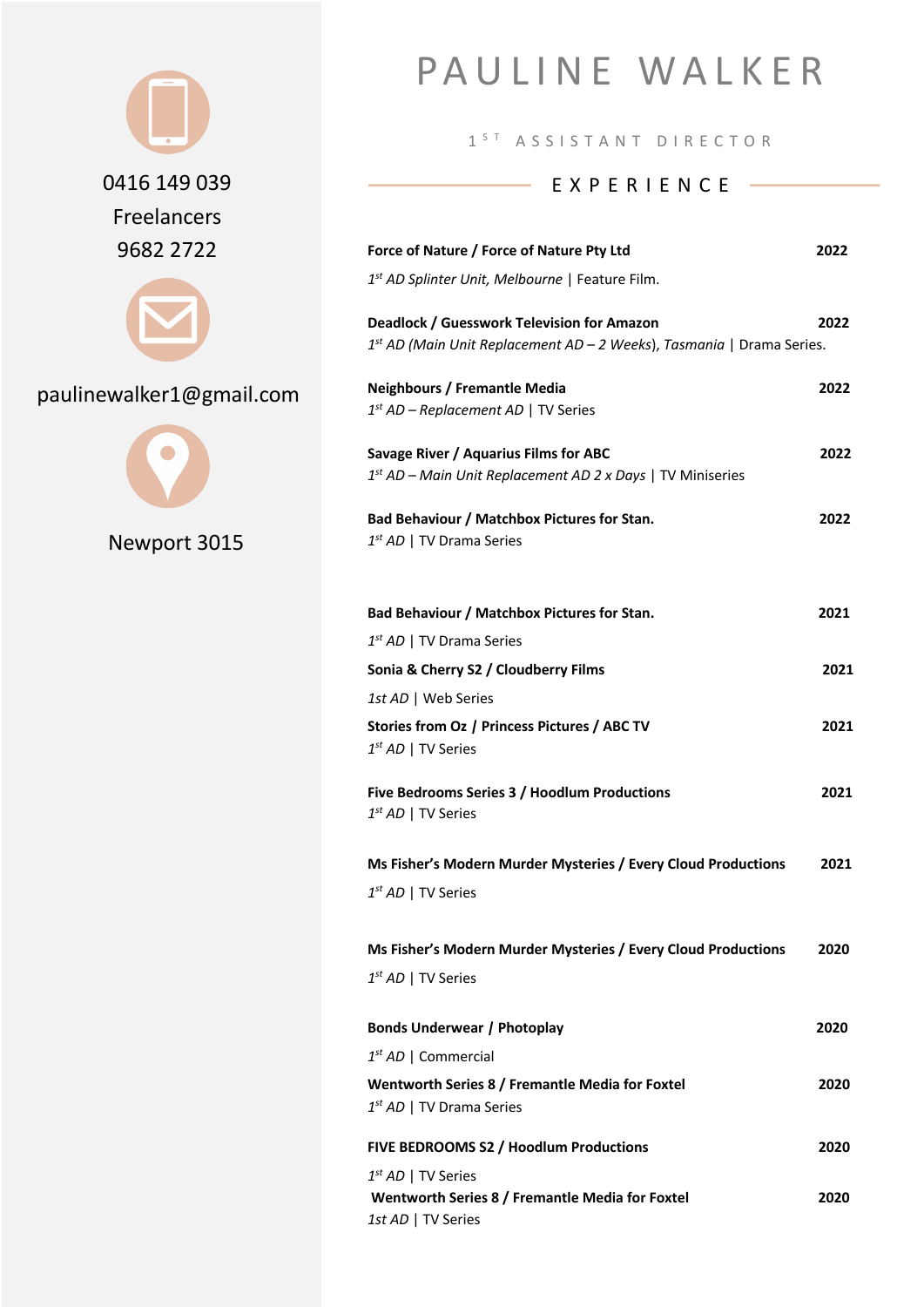# PAULINE WALKER

1ST ASSISTANT DIRECTOR

0416 149 039

Freelancers

9682 2722

paulinewalker1@gmail.com

Newport 3015

## EXPERIENCE

**Force of Nature / Force of Nature Pty Ltd** **2022**

*1st AD Splinter Unit, Melbourne* | Feature Film.

**Deadlock / Guesswork Television for Amazon** **2022**

*1st AD (Main Unit Replacement AD – 2 Weeks), Tasmania* | Drama Series.

**Neighbours / Fremantle Media** **2022**

*1st AD – Replacement AD* | TV Series

**Savage River / Aquarius Films for ABC** **2022**

*1st AD – Main Unit Replacement AD 2 x Days* | TV Miniseries

**Bad Behaviour / Matchbox Pictures for Stan.** **2022**

*1st AD* | TV Drama Series

**Bad Behaviour / Matchbox Pictures for Stan.** **2021**

*1st AD* | TV Drama Series

**Sonia & Cherry S2 / Cloudberry Films** **2021**

*1st AD* | Web Series

**Stories from Oz / Princess Pictures / ABC TV** **2021**

*1st AD* | TV Series

**Five Bedrooms Series 3 / Hoodlum Productions** **2021**

*1st AD* | TV Series

**Ms Fisher's Modern Murder Mysteries / Every Cloud Productions** **2021**

*1st AD* | TV Series

**Ms Fisher's Modern Murder Mysteries / Every Cloud Productions** **2020**

*1st AD* | TV Series

**Bonds Underwear / Photoplay** **2020**

*1st AD* | Commercial

**Wentworth Series 8 / Fremantle Media for Foxtel** **2020**

*1st AD* | TV Drama Series

**FIVE BEDROOMS S2 / Hoodlum Productions** **2020**

*1st AD* | TV Series

**Wentworth Series 8 / Fremantle Media for Foxtel** **2020**

*1st AD* | TV Series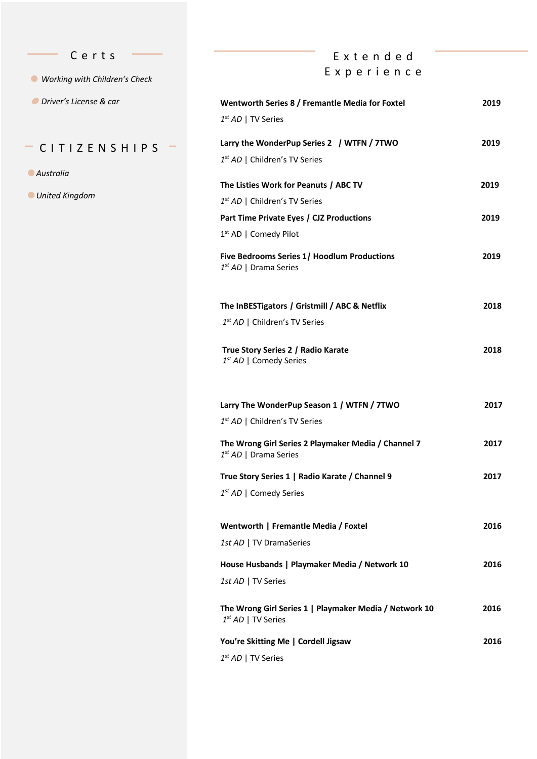## Certs

- *Working with Children's Check*
- *Driver's License & car*

## CITIZENSHIPS

- *Australia*
- *United Kingdom*

## Extended Experience

**Wentworth Series 8 / Fremantle Media for Foxtel** **2019**
*1st AD* | TV Series

**Larry the WonderPup Series 2 / WTFN / 7TWO** **2019**
*1st AD* | Children's TV Series

**The Listies Work for Peanuts / ABC TV** **2019**
*1st AD* | Children's TV Series

**Part Time Private Eyes / CJZ Productions** **2019**
1st AD | Comedy Pilot

**Five Bedrooms Series 1/ Hoodlum Productions** **2019**
*1st AD* | Drama Series

**The InBESTigators / Gristmill / ABC & Netflix** **2018**
*1st AD* | Children's TV Series

**True Story Series 2 / Radio Karate** **2018**
*1st AD* | Comedy Series

**Larry The WonderPup Season 1 / WTFN / 7TWO** **2017**
*1st AD* | Children's TV Series

**The Wrong Girl Series 2 Playmaker Media / Channel 7** **2017**
*1st AD* | Drama Series

**True Story Series 1 | Radio Karate / Channel 9** **2017**
*1st AD* | Comedy Series

**Wentworth | Fremantle Media / Foxtel** **2016**
*1st AD* | TV DramaSeries

**House Husbands | Playmaker Media / Network 10** **2016**
*1st AD* | TV Series

**The Wrong Girl Series 1 | Playmaker Media / Network 10** **2016**
*1st AD* | TV Series

**You're Skitting Me | Cordell Jigsaw** **2016**
*1st AD* | TV Series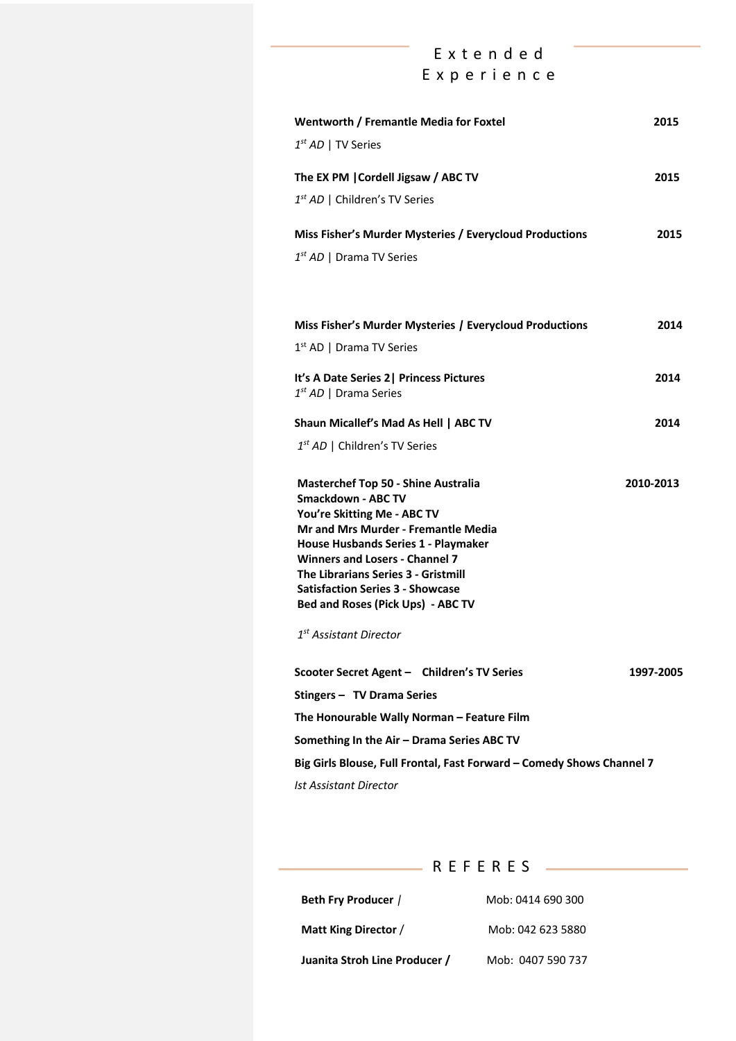## Extended Experience

**Wentworth / Fremantle Media for Foxtel** **2015**
*1st AD* | TV Series

**The EX PM |Cordell Jigsaw / ABC TV** **2015**
*1st AD* | Children's TV Series

**Miss Fisher's Murder Mysteries / Everycloud Productions** **2015**
*1st AD* | Drama TV Series

**Miss Fisher's Murder Mysteries / Everycloud Productions** **2014**
1st AD | Drama TV Series

**It's A Date Series 2| Princess Pictures** **2014**
*1st AD* | Drama Series

**Shaun Micallef's Mad As Hell | ABC TV** **2014**
*1st AD* | Children's TV Series

**Masterchef Top 50 - Shine Australia** **2010-2013**
**Smackdown - ABC TV**
**You're Skitting Me - ABC TV**
**Mr and Mrs Murder - Fremantle Media**
**House Husbands Series 1 - Playmaker**
**Winners and Losers - Channel 7**
**The Librarians Series 3 - Gristmill**
**Satisfaction Series 3 - Showcase**
**Bed and Roses (Pick Ups) - ABC TV**

*1st Assistant Director*

**Scooter Secret Agent – Children's TV Series** **1997-2005**
**Stingers – TV Drama Series**
**The Honourable Wally Norman – Feature Film**
**Something In the Air – Drama Series ABC TV**
**Big Girls Blouse, Full Frontal, Fast Forward – Comedy Shows Channel 7**

*Ist Assistant Director*

## REFERES

**Beth Fry Producer** / Mob: 0414 690 300

**Matt King Director** / Mob: 042 623 5880

**Juanita Stroh Line Producer /** Mob: 0407 590 737